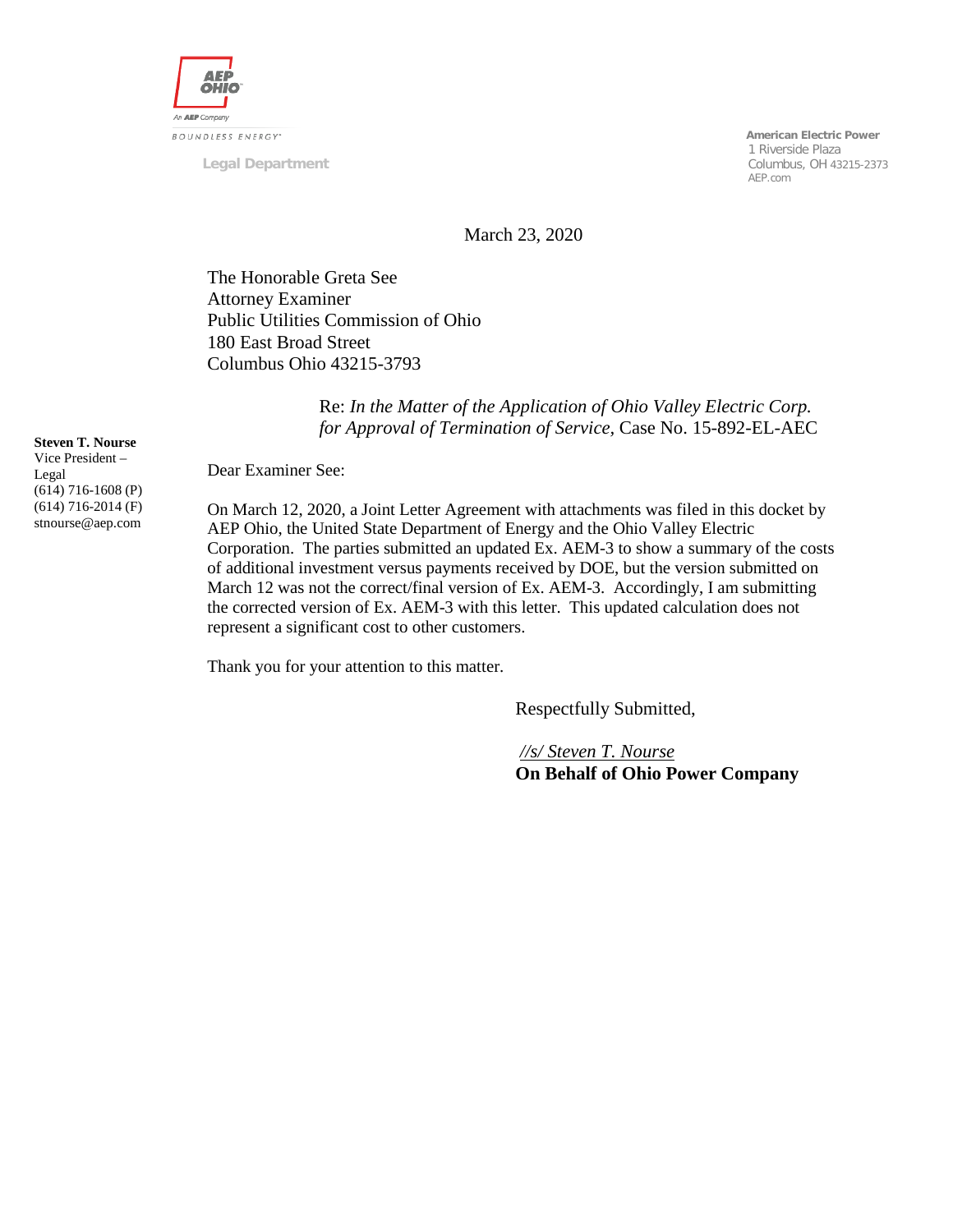AEP OHIO

An AEP Company

BOUNDLESS ENERGY™

Legal Department

**American Electric Power**
1 Riverside Plaza
Columbus, OH 43215-2373
AEP.com

March 23, 2020

The Honorable Greta See
Attorney Examiner
Public Utilities Commission of Ohio
180 East Broad Street
Columbus Ohio 43215-3793

Re: *In the Matter of the Application of Ohio Valley Electric Corp. for Approval of Termination of Service*, Case No. 15-892-EL-AEC

**Steven T. Nourse**
Vice President – Legal
(614) 716-1608 (P)
(614) 716-2014 (F)
stnourse@aep.com

Dear Examiner See:

On March 12, 2020, a Joint Letter Agreement with attachments was filed in this docket by AEP Ohio, the United State Department of Energy and the Ohio Valley Electric Corporation. The parties submitted an updated Ex. AEM-3 to show a summary of the costs of additional investment versus payments received by DOE, but the version submitted on March 12 was not the correct/final version of Ex. AEM-3. Accordingly, I am submitting the corrected version of Ex. AEM-3 with this letter. This updated calculation does not represent a significant cost to other customers.

Thank you for your attention to this matter.

Respectfully Submitted,

*//s/ Steven T. Nourse*
**On Behalf of Ohio Power Company**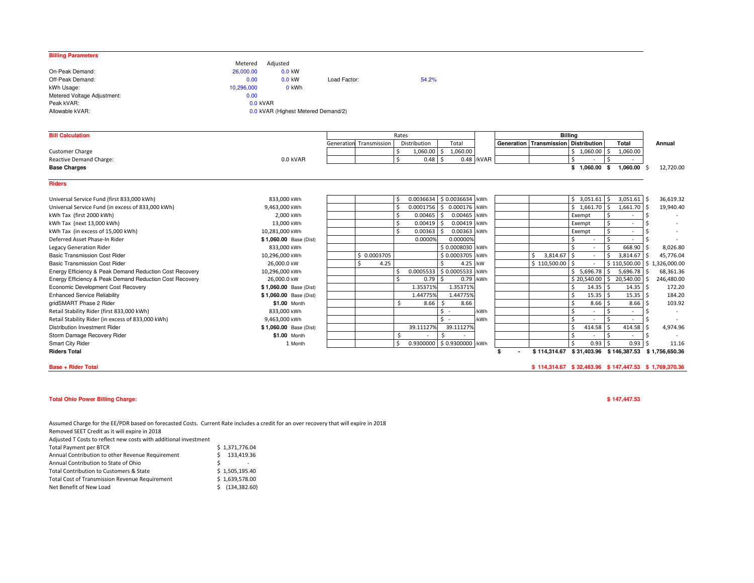## Billing Parameters

| | Metered | Adjusted | | | |
|---|---|---|---|---|---|
| On-Peak Demand: | 26,000.00 | 0.0 kW | | | |
| Off-Peak Demand: | 0.00 | 0.0 kW | Load Factor: | 54.2% | |
| kWh Usage: | 10,296,000 | 0 kWh | | | |
| Metered Voltage Adjustment: | 0.00 | | | | |
| Peak kVAR: | | 0.0 kVAR | | | |
| Allowable kVAR: | | 0.0 kVAR (Highest Metered Demand/2) | | | |

## Bill Calculation

| | Quantity | Rates: Generation | Rates: Transmission | Rates: Distribution | Rates: Total | Unit | Billing: Generation | Billing: Transmission | Billing: Distribution | Billing: Total | Annual |
|---|---|---|---|---|---|---|---|---|---|---|---|
| Customer Charge | | | | $ 1,060.00 | $ 1,060.00 | | | | $ 1,060.00 | $ 1,060.00 | |
| Reactive Demand Charge: | 0.0 kVAR | | | $ 0.48 | $ 0.48 | /kVAR | | | $ - | $ - | |
| **Base Charges** | | | | | | | | | **$ 1,060.00** | **$ 1,060.00** | $ 12,720.00 |
| **Riders** | | | | | | | | | | | |
| Universal Service Fund (first 833,000 kWh) | 833,000 kWh | | | $ 0.0036634 | $ 0.0036634 | /kWh | | | $ 3,051.61 | $ 3,051.61 | $ 36,619.32 |
| Universal Service Fund (in excess of 833,000 kWh) | 9,463,000 kWh | | | $ 0.0001756 | $ 0.000176 | /kWh | | | $ 1,661.70 | $ 1,661.70 | $ 19,940.40 |
| kWh Tax (first 2000 kWh) | 2,000 kWh | | | $ 0.00465 | $ 0.00465 | /kWh | | | Exempt | $ - | $ - |
| kWh Tax (next 13,000 kWh) | 13,000 kWh | | | $ 0.00419 | $ 0.00419 | /kWh | | | Exempt | $ - | $ - |
| kWh Tax (in excess of 15,000 kWh) | 10,281,000 kWh | | | $ 0.00363 | $ 0.00363 | /kWh | | | Exempt | $ - | $ - |
| Deferred Asset Phase-In Rider | $ 1,060.00 Base (Dist) | | | 0.0000% | 0.00000% | | | | $ - | $ - | $ - |
| Legacy Generation Rider | 833,000 kWh | | | | $ 0.0008030 | /kWh | | | $ - | $ 668.90 | $ 8,026.80 |
| Basic Transmission Cost Rider | 10,296,000 kWh | | $ 0.0003705 | | $ 0.0003705 | /kWh | | $ 3,814.67 | $ - | $ 3,814.67 | $ 45,776.04 |
| Basic Transmission Cost Rider | 26,000.0 kW | | $ 4.25 | | $ 4.25 | /kW | | $ 110,500.00 | $ - | $ 110,500.00 | $ 1,326,000.00 |
| Energy Efficiency & Peak Demand Reduction Cost Recovery | 10,296,000 kWh | | | $ 0.0005533 | $ 0.0005533 | /kWh | | | $ 5,696.78 | $ 5,696.78 | $ 68,361.36 |
| Energy Efficiency & Peak Demand Reduction Cost Recovery | 26,000.0 kW | | | $ 0.79 | $ 0.79 | /kWh | | | $ 20,540.00 | $ 20,540.00 | $ 246,480.00 |
| Economic Development Cost Recovery | $ 1,060.00 Base (Dist) | | | 1.35371% | 1.35371% | | | | $ 14.35 | $ 14.35 | $ 172.20 |
| Enhanced Service Reliability | $ 1,060.00 Base (Dist) | | | 1.44775% | 1.44775% | | | | $ 15.35 | $ 15.35 | $ 184.20 |
| gridSMART Phase 2 Rider | $1.00 Month | | | $ 8.66 | $ 8.66 | | | | $ 8.66 | $ 8.66 | $ 103.92 |
| Retail Stability Rider (first 833,000 kWh) | 833,000 kWh | | | | $ - | /kWh | | | $ - | $ - | $ - |
| Retail Stability Rider (in excess of 833,000 kWh) | 9,463,000 kWh | | | | $ - | /kWh | | | $ - | $ - | $ - |
| Distribution Investment Rider | $ 1,060.00 Base (Dist) | | | 39.11127% | 39.11127% | | | | $ 414.58 | $ 414.58 | $ 4,974.96 |
| Storm Damage Recovery Rider | $1.00 Month | | | $ - | $ - | | | | $ - | $ - | $ - |
| Smart City Rider | 1 Month | | | $ 0.9300000 | $ 0.9300000 | /kWh | | | $ 0.93 | $ 0.93 | $ 11.16 |
| **Riders Total** | | | | | | | **$ -** | **$ 114,314.67** | **$ 31,403.96** | **$ 146,387.53** | **$ 1,756,650.36** |
| **Base + Rider Total** | | | | | | | | **$ 114,314.67** | **$ 32,463.96** | **$ 147,447.53** | **$ 1,769,370.36** |

**Total Ohio Power Billing Charge:** **$ 147,447.53**

Assumed Charge for the EE/PDR based on forecasted Costs. Current Rate includes a credit for an over recovery that will expire in 2018

Removed SEET Credit as it will expire in 2018

Adjusted T Costs to reflect new costs with additional investment

| | |
|---|---|
| Total Payment per BTCR | $ 1,371,776.04 |
| Annual Contribution to other Revenue Requirement | $ 133,419.36 |
| Annual Contribution to State of Ohio | $ - |
| Total Contribution to Customers & State | $ 1,505,195.40 |
| Total Cost of Transmission Revenue Requirement | $ 1,639,578.00 |
| Net Benefit of New Load | $ (134,382.60) |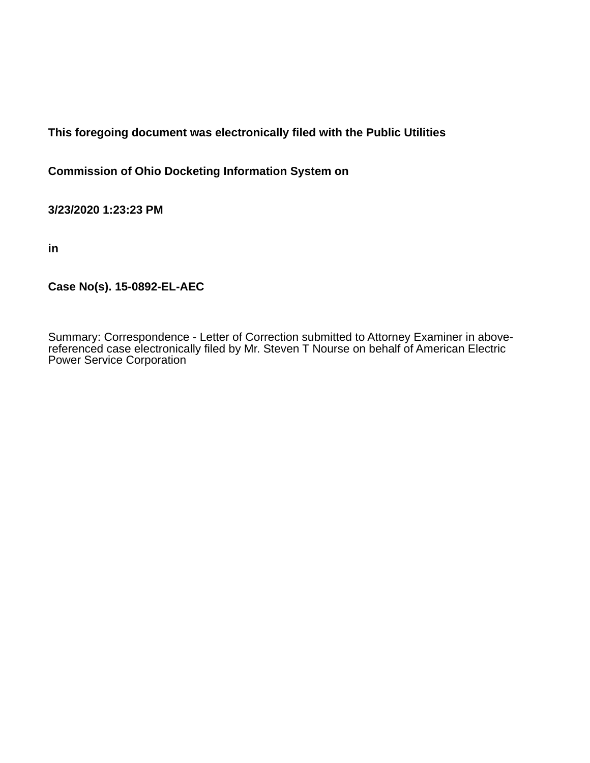**This foregoing document was electronically filed with the Public Utilities**

**Commission of Ohio Docketing Information System on**

**3/23/2020 1:23:23 PM**

**in**

**Case No(s). 15-0892-EL-AEC**

Summary: Correspondence - Letter of Correction submitted to Attorney Examiner in above-referenced case electronically filed by Mr. Steven T Nourse on behalf of American Electric Power Service Corporation